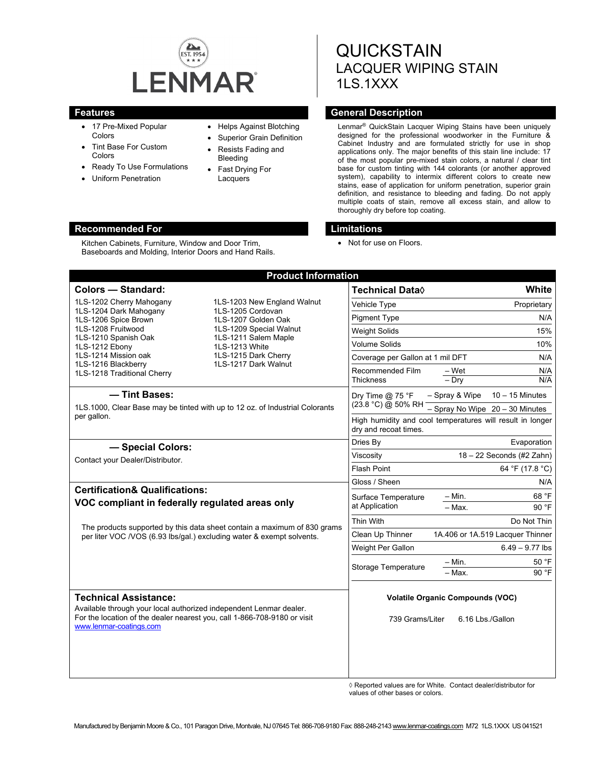LENMAR®

EST. 1954

# QUICKSTAIN
## LACQUER WIPING STAIN
## 1LS.1XXX

## Features

- 17 Pre-Mixed Popular Colors
- Tint Base For Custom Colors
- Ready To Use Formulations
- Uniform Penetration
- Helps Against Blotching
- Superior Grain Definition
- Resists Fading and Bleeding
- Fast Drying For Lacquers

## General Description

Lenmar® QuickStain Lacquer Wiping Stains have been uniquely designed for the professional woodworker in the Furniture & Cabinet Industry and are formulated strictly for use in shop applications only. The major benefits of this stain line include: 17 of the most popular pre-mixed stain colors, a natural / clear tint base for custom tinting with 144 colorants (or another approved system), capability to intermix different colors to create new stains, ease of application for uniform penetration, superior grain definition, and resistance to bleeding and fading. Do not apply multiple coats of stain, remove all excess stain, and allow to thoroughly dry before top coating.

## Recommended For

Kitchen Cabinets, Furniture, Window and Door Trim, Baseboards and Molding, Interior Doors and Hand Rails.

## Limitations

- Not for use on Floors.

## Product Information

### Colors — Standard:

1LS-1202 Cherry Mahogany
1LS-1203 New England Walnut
1LS-1204 Dark Mahogany
1LS-1205 Cordovan
1LS-1206 Spice Brown
1LS-1207 Golden Oak
1LS-1208 Fruitwood
1LS-1209 Special Walnut
1LS-1210 Spanish Oak
1LS-1211 Salem Maple
1LS-1212 Ebony
1LS-1213 White
1LS-1214 Mission oak
1LS-1215 Dark Cherry
1LS-1216 Blackberry
1LS-1217 Dark Walnut
1LS-1218 Traditional Cherry

### — Tint Bases:

1LS.1000, Clear Base may be tinted with up to 12 oz. of Industrial Colorants per gallon.

### — Special Colors:

Contact your Dealer/Distributor.

### Certification& Qualifications:

**VOC compliant in federally regulated areas only**

The products supported by this data sheet contain a maximum of 830 grams per liter VOC /VOS (6.93 lbs/gal.) excluding water & exempt solvents.

### Technical Assistance:

Available through your local authorized independent Lenmar dealer. For the location of the dealer nearest you, call 1-866-708-9180 or visit www.lenmar-coatings.com

| Technical Data◊ | | White |
|---|---|---|
| Vehicle Type | | Proprietary |
| Pigment Type | | N/A |
| Weight Solids | | 15% |
| Volume Solids | | 10% |
| Coverage per Gallon at 1 mil DFT | | N/A |
| Recommended Film Thickness | – Wet | N/A |
| | – Dry | N/A |
| Dry Time @ 75 °F (23.8 °C) @ 50% RH | – Spray & Wipe | 10 – 15 Minutes |
| | – Spray No Wipe | 20 – 30 Minutes |
| High humidity and cool temperatures will result in longer dry and recoat times. | | |
| Dries By | | Evaporation |
| Viscosity | | 18 – 22 Seconds (#2 Zahn) |
| Flash Point | | 64 °F (17.8 °C) |
| Gloss / Sheen | | N/A |
| Surface Temperature at Application | – Min. | 68 °F |
| | – Max. | 90 °F |
| Thin With | | Do Not Thin |
| Clean Up Thinner | | 1A.406 or 1A.519 Lacquer Thinner |
| Weight Per Gallon | | 6.49 – 9.77 lbs |
| Storage Temperature | – Min. | 50 °F |
| | – Max. | 90 °F |

**Volatile Organic Compounds (VOC)**

739 Grams/Liter 6.16 Lbs./Gallon

◊ Reported values are for White. Contact dealer/distributor for values of other bases or colors.

Manufactured by Benjamin Moore & Co., 101 Paragon Drive, Montvale, NJ 07645 Tel: 866-708-9180 Fax: 888-248-2143 www.lenmar-coatings.com M72 1LS.1XXX US 041521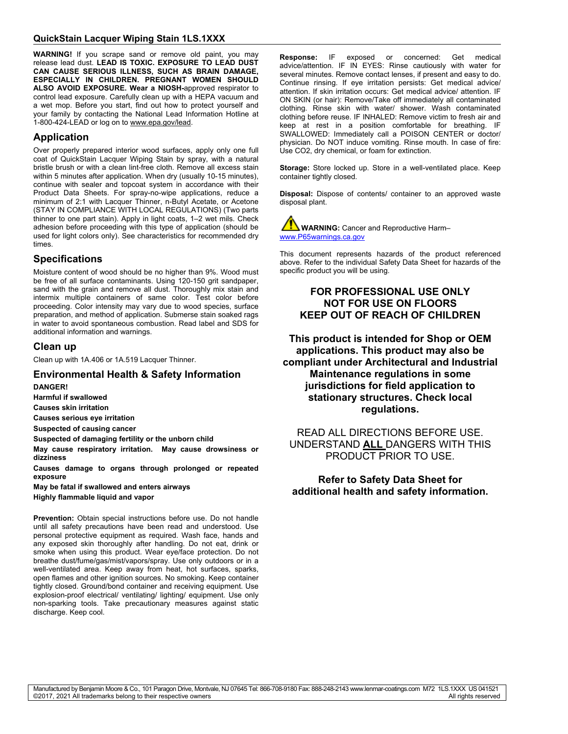# QuickStain Lacquer Wiping Stain 1LS.1XXX

**WARNING!** If you scrape sand or remove old paint, you may release lead dust. **LEAD IS TOXIC. EXPOSURE TO LEAD DUST CAN CAUSE SERIOUS ILLNESS, SUCH AS BRAIN DAMAGE, ESPECIALLY IN CHILDREN. PREGNANT WOMEN SHOULD ALSO AVOID EXPOSURE. Wear a NIOSH-**approved respirator to control lead exposure. Carefully clean up with a HEPA vacuum and a wet mop. Before you start, find out how to protect yourself and your family by contacting the National Lead Information Hotline at 1-800-424-LEAD or log on to www.epa.gov/lead.

## Application

Over properly prepared interior wood surfaces, apply only one full coat of QuickStain Lacquer Wiping Stain by spray, with a natural bristle brush or with a clean lint-free cloth. Remove all excess stain within 5 minutes after application. When dry (usually 10-15 minutes), continue with sealer and topcoat system in accordance with their Product Data Sheets. For spray-no-wipe applications, reduce a minimum of 2:1 with Lacquer Thinner, n-Butyl Acetate, or Acetone (STAY IN COMPLIANCE WITH LOCAL REGULATIONS) (Two parts thinner to one part stain). Apply in light coats, 1–2 wet mils. Check adhesion before proceeding with this type of application (should be used for light colors only). See characteristics for recommended dry times.

## Specifications

Moisture content of wood should be no higher than 9%. Wood must be free of all surface contaminants. Using 120-150 grit sandpaper, sand with the grain and remove all dust. Thoroughly mix stain and intermix multiple containers of same color. Test color before proceeding. Color intensity may vary due to wood species, surface preparation, and method of application. Submerse stain soaked rags in water to avoid spontaneous combustion. Read label and SDS for additional information and warnings.

## Clean up

Clean up with 1A.406 or 1A.519 Lacquer Thinner.

## Environmental Health & Safety Information

**DANGER!**

**Harmful if swallowed**

**Causes skin irritation**

**Causes serious eye irritation**

**Suspected of causing cancer**

**Suspected of damaging fertility or the unborn child**

**May cause respiratory irritation. May cause drowsiness or dizziness**

**Causes damage to organs through prolonged or repeated exposure**

**May be fatal if swallowed and enters airways**

**Highly flammable liquid and vapor**

**Prevention:** Obtain special instructions before use. Do not handle until all safety precautions have been read and understood. Use personal protective equipment as required. Wash face, hands and any exposed skin thoroughly after handling. Do not eat, drink or smoke when using this product. Wear eye/face protection. Do not breathe dust/fume/gas/mist/vapors/spray. Use only outdoors or in a well-ventilated area. Keep away from heat, hot surfaces, sparks, open flames and other ignition sources. No smoking. Keep container tightly closed. Ground/bond container and receiving equipment. Use explosion-proof electrical/ ventilating/ lighting/ equipment. Use only non-sparking tools. Take precautionary measures against static discharge. Keep cool.

**Response:** IF exposed or concerned: Get medical advice/attention. IF IN EYES: Rinse cautiously with water for several minutes. Remove contact lenses, if present and easy to do. Continue rinsing. If eye irritation persists: Get medical advice/ attention. If skin irritation occurs: Get medical advice/ attention. IF ON SKIN (or hair): Remove/Take off immediately all contaminated clothing. Rinse skin with water/ shower. Wash contaminated clothing before reuse. IF INHALED: Remove victim to fresh air and keep at rest in a position comfortable for breathing. IF SWALLOWED: Immediately call a POISON CENTER or doctor/ physician. Do NOT induce vomiting. Rinse mouth. In case of fire: Use CO2, dry chemical, or foam for extinction.

**Storage:** Store locked up. Store in a well-ventilated place. Keep container tightly closed.

**Disposal:** Dispose of contents/ container to an approved waste disposal plant.

**WARNING:** Cancer and Reproductive Harm– www.P65warnings.ca.gov

This document represents hazards of the product referenced above. Refer to the individual Safety Data Sheet for hazards of the specific product you will be using.

**FOR PROFESSIONAL USE ONLY**
**NOT FOR USE ON FLOORS**
**KEEP OUT OF REACH OF CHILDREN**

**This product is intended for Shop or OEM applications. This product may also be compliant under Architectural and Industrial Maintenance regulations in some jurisdictions for field application to stationary structures. Check local regulations.**

READ ALL DIRECTIONS BEFORE USE. UNDERSTAND **ALL** DANGERS WITH THIS PRODUCT PRIOR TO USE.

**Refer to Safety Data Sheet for additional health and safety information.**

Manufactured by Benjamin Moore & Co., 101 Paragon Drive, Montvale, NJ 07645 Tel: 866-708-9180 Fax: 888-248-2143 www.lenmar-coatings.com M72 1LS.1XXX US 041521
©2017, 2021 All trademarks belong to their respective owners All rights reserved